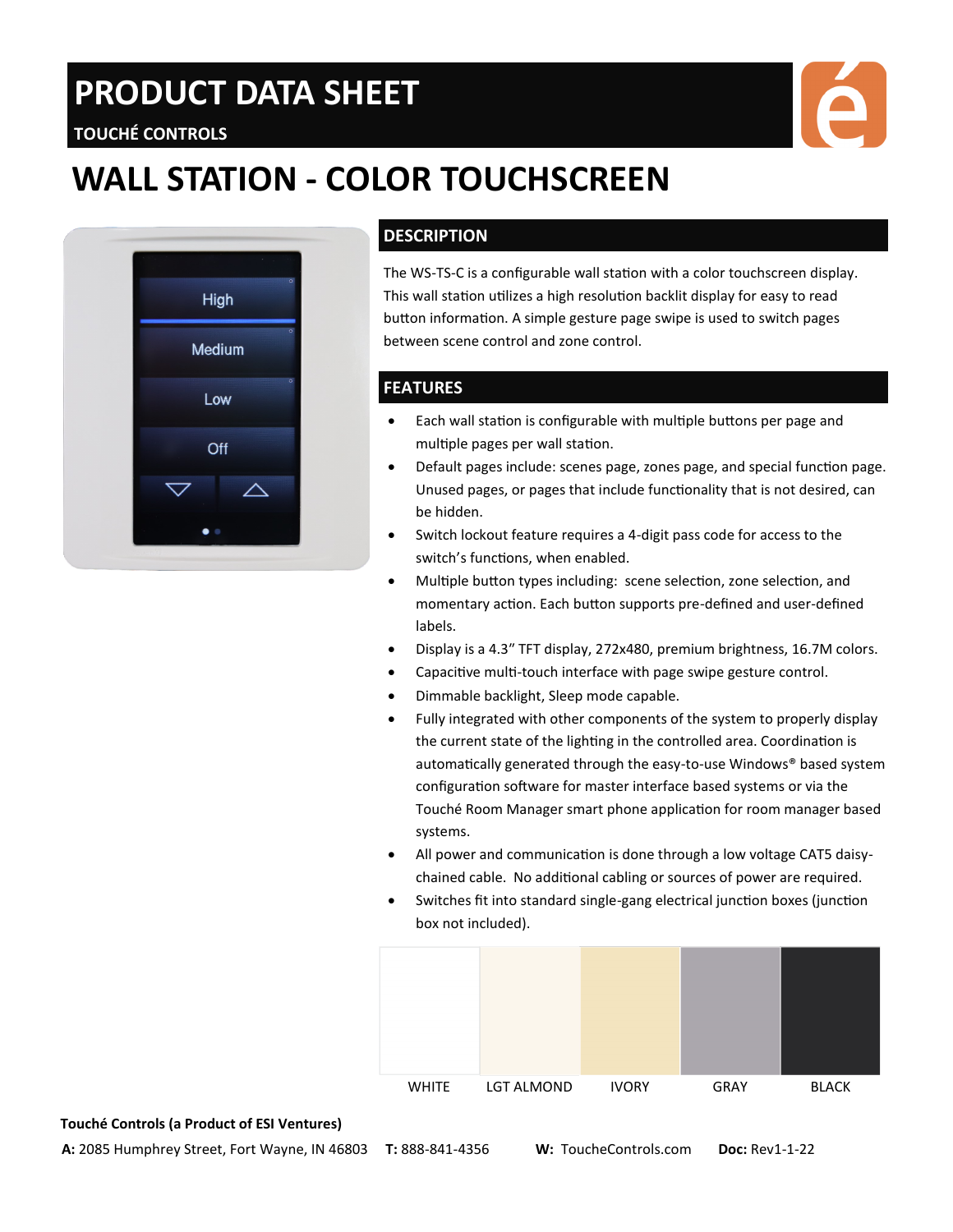# PRODUCT DATA SHEET

TOUCHÉ CONTROLS

# WALL STATION - COLOR TOUCHSCREEN

## DESCRIPTION

The WS-TS-C is a configurable wall station with a color touchscreen display. This wall station utilizes a high resolution backlit display for easy to read button information. A simple gesture page swipe is used to switch pages between scene control and zone control.

## FEATURES

- Each wall station is configurable with multiple buttons per page and multiple pages per wall station.
- Default pages include: scenes page, zones page, and special function page. Unused pages, or pages that include functionality that is not desired, can be hidden.
- Switch lockout feature requires a 4-digit pass code for access to the switch's functions, when enabled.
- Multiple button types including: scene selection, zone selection, and momentary action. Each button supports pre-defined and user-defined labels.
- Display is a 4.3" TFT display, 272x480, premium brightness, 16.7M colors.
- Capacitive multi-touch interface with page swipe gesture control.
- Dimmable backlight, Sleep mode capable.
- Fully integrated with other components of the system to properly display the current state of the lighting in the controlled area. Coordination is automatically generated through the easy-to-use Windows® based system configuration software for master interface based systems or via the Touché Room Manager smart phone application for room manager based systems.
- All power and communication is done through a low voltage CAT5 daisy-chained cable. No additional cabling or sources of power are required.
- Switches fit into standard single-gang electrical junction boxes (junction box not included).

WHITE | LGT ALMOND | IVORY | GRAY | BLACK

**Touché Controls (a Product of ESI Ventures)**

**A:** 2085 Humphrey Street, Fort Wayne, IN 46803 **T:** 888-841-4356 **W:** ToucheControls.com **Doc:** Rev1-1-22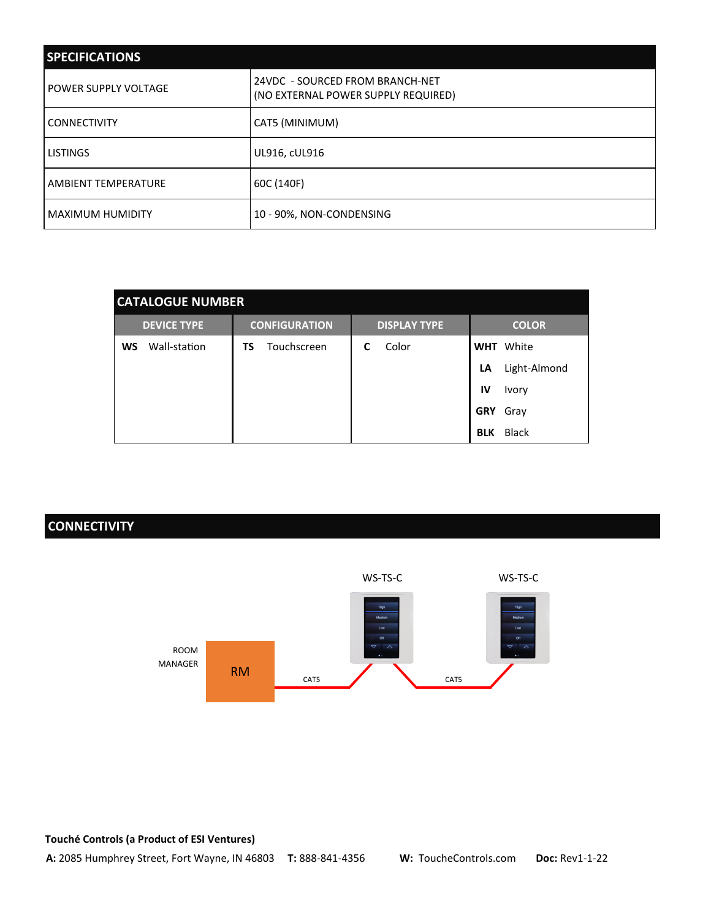## SPECIFICATIONS

| | |
|---|---|
| POWER SUPPLY VOLTAGE | 24VDC - SOURCED FROM BRANCH-NET (NO EXTERNAL POWER SUPPLY REQUIRED) |
| CONNECTIVITY | CAT5 (MINIMUM) |
| LISTINGS | UL916, cUL916 |
| AMBIENT TEMPERATURE | 60C (140F) |
| MAXIMUM HUMIDITY | 10 - 90%, NON-CONDENSING |

## CATALOGUE NUMBER

| DEVICE TYPE | CONFIGURATION | DISPLAY TYPE | COLOR |
|---|---|---|---|
| **WS** Wall-station | **TS** Touchscreen | **C** Color | **WHT** White |
| | | | **LA** Light-Almond |
| | | | **IV** Ivory |
| | | | **GRY** Gray |
| | | | **BLK** Black |

## CONNECTIVITY

ROOM MANAGER

RM

CAT5

WS-TS-C

CAT5

WS-TS-C

**Touché Controls (a Product of ESI Ventures)**

**A:** 2085 Humphrey Street, Fort Wayne, IN 46803 **T:** 888-841-4356 **W:** ToucheControls.com **Doc:** Rev1-1-22